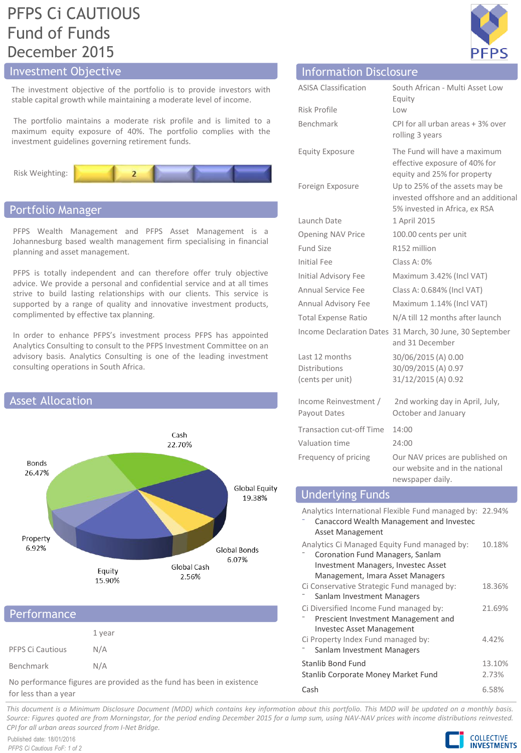# PFPS Ci CAUTIOUS Fund of Funds December 2015

## Investment Objective

The investment objective of the portfolio is to provide investors with stable capital growth while maintaining a moderate level of income.

The portfolio maintains a moderate risk profile and is limited to a maximum equity exposure of 40%. The portfolio complies with the investment guidelines governing retirement funds.

Risk Weighting: 2

## Portfolio Manager

PFPS Wealth Management and PFPS Asset Management is a Johannesburg based wealth management firm specialising in financial planning and asset management.

PFPS is totally independent and can therefore offer truly objective advice. We provide a personal and confidential service and at all times strive to build lasting relationships with our clients. This service is supported by a range of quality and innovative investment products, complimented by effective tax planning.

In order to enhance PFPS's investment process PFPS has appointed Analytics Consulting to consult to the PFPS Investment Committee on an advisory basis. Analytics Consulting is one of the leading investment consulting operations in South Africa.

## Asset Allocation

| Asset | Allocation |
|---|---|
| Cash | 22.70% |
| Global Equity | 19.38% |
| Global Bonds | 6.07% |
| Global Cash | 2.56% |
| Equity | 15.90% |
| Property | 6.92% |
| Bonds | 26.47% |

## Performance

| | 1 year |
|---|---|
| PFPS Ci Cautious | N/A |
| Benchmark | N/A |

No performance figures are provided as the fund has been in existence for less than a year

## Information Disclosure

| | |
|---|---|
| ASISA Classification | South African - Multi Asset Low Equity |
| Risk Profile | Low |
| Benchmark | CPI for all urban areas + 3% over rolling 3 years |
| Equity Exposure | The Fund will have a maximum effective exposure of 40% for equity and 25% for property |
| Foreign Exposure | Up to 25% of the assets may be invested offshore and an additional 5% invested in Africa, ex RSA |
| Launch Date | 1 April 2015 |
| Opening NAV Price | 100.00 cents per unit |
| Fund Size | R152 million |
| Initial Fee | Class A: 0% |
| Initial Advisory Fee | Maximum 3.42% (Incl VAT) |
| Annual Service Fee | Class A: 0.684% (Incl VAT) |
| Annual Advisory Fee | Maximum 1.14% (Incl VAT) |
| Total Expense Ratio | N/A till 12 months after launch |
| Income Declaration Dates | 31 March, 30 June, 30 September and 31 December |
| Last 12 months Distributions (cents per unit) | 30/06/2015 (A) 0.00<br>30/09/2015 (A) 0.97<br>31/12/2015 (A) 0.92 |
| Income Reinvestment / Payout Dates | 2nd working day in April, July, October and January |
| Transaction cut-off Time | 14:00 |
| Valuation time | 24:00 |
| Frequency of pricing | Our NAV prices are published on our website and in the national newspaper daily. |

## Underlying Funds

| Fund | Weight |
|---|---|
| Analytics International Flexible Fund managed by: Canaccord Wealth Management and Investec Asset Management | 22.94% |
| Analytics Ci Managed Equity Fund managed by: Coronation Fund Managers, Sanlam Investment Managers, Investec Asset Management, Imara Asset Managers | 10.18% |
| Ci Conservative Strategic Fund managed by: Sanlam Investment Managers | 18.36% |
| Ci Diversified Income Fund managed by: Prescient Investment Management and Investec Asset Management | 21.69% |
| Ci Property Index Fund managed by: Sanlam Investment Managers | 4.42% |
| Stanlib Bond Fund | 13.10% |
| Stanlib Corporate Money Market Fund | 2.73% |
| Cash | 6.58% |

*This document is a Minimum Disclosure Document (MDD) which contains key information about this portfolio. This MDD will be updated on a monthly basis. Source: Figures quoted are from Morningstar, for the period ending December 2015 for a lump sum, using NAV-NAV prices with income distributions reinvested. CPI for all urban areas sourced from I-Net Bridge.*

Published date: 18/01/2016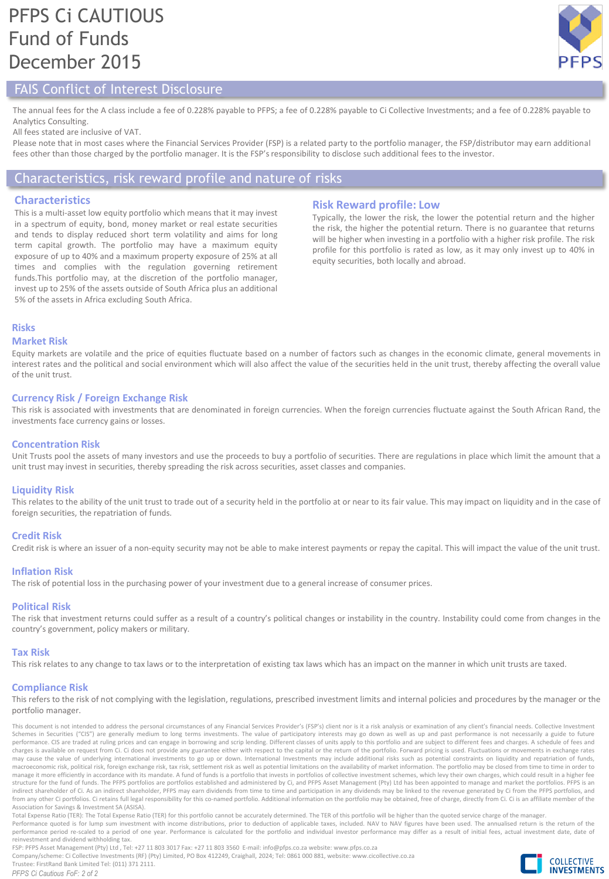# PFPS Ci CAUTIOUS Fund of Funds December 2015

## FAIS Conflict of Interest Disclosure

The annual fees for the A class include a fee of 0.228% payable to PFPS; a fee of 0.228% payable to Ci Collective Investments; and a fee of 0.228% payable to Analytics Consulting.
All fees stated are inclusive of VAT.
Please note that in most cases where the Financial Services Provider (FSP) is a related party to the portfolio manager, the FSP/distributor may earn additional fees other than those charged by the portfolio manager. It is the FSP's responsibility to disclose such additional fees to the investor.

## Characteristics, risk reward profile and nature of risks

### Characteristics

This is a multi-asset low equity portfolio which means that it may invest in a spectrum of equity, bond, money market or real estate securities and tends to display reduced short term volatility and aims for long term capital growth. The portfolio may have a maximum equity exposure of up to 40% and a maximum property exposure of 25% at all times and complies with the regulation governing retirement funds.This portfolio may, at the discretion of the portfolio manager, invest up to 25% of the assets outside of South Africa plus an additional 5% of the assets in Africa excluding South Africa.

### Risk Reward profile: Low

Typically, the lower the risk, the lower the potential return and the higher the risk, the higher the potential return. There is no guarantee that returns will be higher when investing in a portfolio with a higher risk profile. The risk profile for this portfolio is rated as low, as it may only invest up to 40% in equity securities, both locally and abroad.

### Risks

### Market Risk

Equity markets are volatile and the price of equities fluctuate based on a number of factors such as changes in the economic climate, general movements in interest rates and the political and social environment which will also affect the value of the securities held in the unit trust, thereby affecting the overall value of the unit trust.

### Currency Risk / Foreign Exchange Risk

This risk is associated with investments that are denominated in foreign currencies. When the foreign currencies fluctuate against the South African Rand, the investments face currency gains or losses.

### Concentration Risk

Unit Trusts pool the assets of many investors and use the proceeds to buy a portfolio of securities. There are regulations in place which limit the amount that a unit trust may invest in securities, thereby spreading the risk across securities, asset classes and companies.

### Liquidity Risk

This relates to the ability of the unit trust to trade out of a security held in the portfolio at or near to its fair value. This may impact on liquidity and in the case of foreign securities, the repatriation of funds.

### Credit Risk

Credit risk is where an issuer of a non-equity security may not be able to make interest payments or repay the capital. This will impact the value of the unit trust.

### Inflation Risk

The risk of potential loss in the purchasing power of your investment due to a general increase of consumer prices.

### Political Risk

The risk that investment returns could suffer as a result of a country's political changes or instability in the country. Instability could come from changes in the country's government, policy makers or military.

### Tax Risk

This risk relates to any change to tax laws or to the interpretation of existing tax laws which has an impact on the manner in which unit trusts are taxed.

### Compliance Risk

This refers to the risk of not complying with the legislation, regulations, prescribed investment limits and internal policies and procedures by the manager or the portfolio manager.

This document is not intended to address the personal circumstances of any Financial Services Provider's (FSP's) client nor is it a risk analysis or examination of any client's financial needs. Collective Investment Schemes in Securities ("CIS") are generally medium to long terms investments. The value of participatory interests may go down as well as up and past performance is not necessarily a guide to future performance. CIS are traded at ruling prices and can engage in borrowing and scrip lending. Different classes of units apply to this portfolio and are subject to different fees and charges. A schedule of fees and charges is available on request from Ci. Ci does not provide any guarantee either with respect to the capital or the return of the portfolio. Forward pricing is used. Fluctuations or movements in exchange rates may cause the value of underlying international investments to go up or down. International Investments may include additional risks such as potential constraints on liquidity and repatriation of funds, macroeconomic risk, political risk, foreign exchange risk, tax risk, settlement risk as well as potential limitations on the availability of market information. The portfolio may be closed from time to time in order to manage it more efficiently in accordance with its mandate. A fund of funds is a portfolio that invests in portfolios of collective investment schemes, which levy their own charges, which could result in a higher fee structure for the fund of funds. The PFPS portfolios are portfolios established and administered by Ci, and PFPS Asset Management (Pty) Ltd has been appointed to manage and market the portfolios. PFPS is an indirect shareholder of Ci. As an indirect shareholder, PFPS may earn dividends from time to time and participation in any dividends may be linked to the revenue generated by Ci from the PFPS portfolios, and from any other Ci portfolios. Ci retains full legal responsibility for this co-named portfolio. Additional information on the portfolio may be obtained, free of charge, directly from Ci. Ci is an affiliate member of the Association for Savings & Investment SA (ASISA).
Total Expense Ratio (TER): The Total Expense Ratio (TER) for this portfolio cannot be accurately determined. The TER of this portfolio will be higher than the quoted service charge of the manager.
Performance quoted is for lump sum investment with income distributions, prior to deduction of applicable taxes, included. NAV to NAV figures have been used. The annualised return is the return of the performance period re-scaled to a period of one year. Performance is calculated for the portfolio and individual investor performance may differ as a result of initial fees, actual investment date, date of reinvestment and dividend withholding tax.
FSP: PFPS Asset Management (Pty) Ltd , Tel: +27 11 803 3017 Fax: +27 11 803 3560 E-mail: info@pfps.co.za website: www.pfps.co.za
Company/scheme: Ci Collective Investments (RF) (Pty) Limited, PO Box 412249, Craighall, 2024; Tel: 0861 000 881, website: www.cicollective.co.za
Trustee: FirstRand Bank Limited Tel: (011) 371 2111.